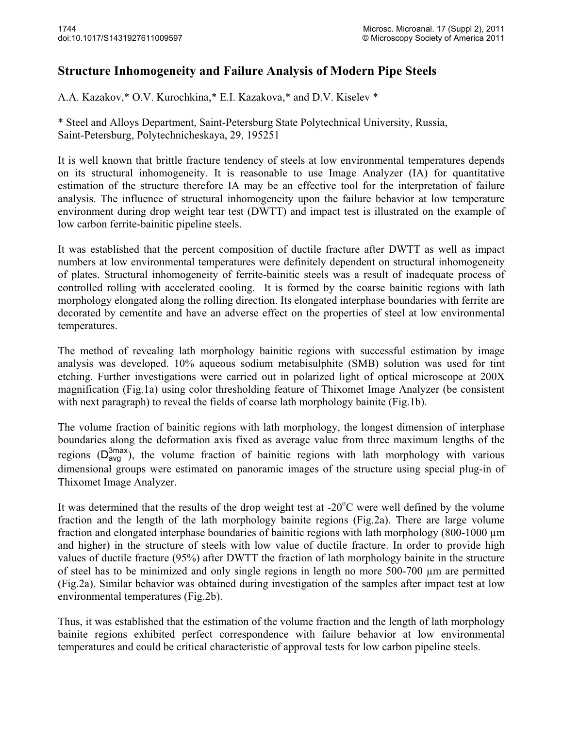# Structure Inhomogeneity and Failure Analysis of Modern Pipe Steels

A.A. Kazakov,* O.V. Kurochkina,* E.I. Kazakova,* and D.V. Kiselev *

\* Steel and Alloys Department, Saint-Petersburg State Polytechnical University, Russia, Saint-Petersburg, Polytechnicheskaya, 29, 195251

It is well known that brittle fracture tendency of steels at low environmental temperatures depends on its structural inhomogeneity. It is reasonable to use Image Analyzer (IA) for quantitative estimation of the structure therefore IA may be an effective tool for the interpretation of failure analysis. The influence of structural inhomogeneity upon the failure behavior at low temperature environment during drop weight tear test (DWTT) and impact test is illustrated on the example of low carbon ferrite-bainitic pipeline steels.

It was established that the percent composition of ductile fracture after DWTT as well as impact numbers at low environmental temperatures were definitely dependent on structural inhomogeneity of plates. Structural inhomogeneity of ferrite-bainitic steels was a result of inadequate process of controlled rolling with accelerated cooling. It is formed by the coarse bainitic regions with lath morphology elongated along the rolling direction. Its elongated interphase boundaries with ferrite are decorated by cementite and have an adverse effect on the properties of steel at low environmental temperatures.

The method of revealing lath morphology bainitic regions with successful estimation by image analysis was developed. 10% aqueous sodium metabisulphite (SMB) solution was used for tint etching. Further investigations were carried out in polarized light of optical microscope at 200X magnification (Fig.1a) using color thresholding feature of Thixomet Image Analyzer (be consistent with next paragraph) to reveal the fields of coarse lath morphology bainite (Fig.1b).

The volume fraction of bainitic regions with lath morphology, the longest dimension of interphase boundaries along the deformation axis fixed as average value from three maximum lengths of the regions ($D_{avg}^{3max}$), the volume fraction of bainitic regions with lath morphology with various dimensional groups were estimated on panoramic images of the structure using special plug-in of Thixomet Image Analyzer.

It was determined that the results of the drop weight test at -20°C were well defined by the volume fraction and the length of the lath morphology bainite regions (Fig.2a). There are large volume fraction and elongated interphase boundaries of bainitic regions with lath morphology (800-1000 μm and higher) in the structure of steels with low value of ductile fracture. In order to provide high values of ductile fracture (95%) after DWTT the fraction of lath morphology bainite in the structure of steel has to be minimized and only single regions in length no more 500-700 μm are permitted (Fig.2a). Similar behavior was obtained during investigation of the samples after impact test at low environmental temperatures (Fig.2b).

Thus, it was established that the estimation of the volume fraction and the length of lath morphology bainite regions exhibited perfect correspondence with failure behavior at low environmental temperatures and could be critical characteristic of approval tests for low carbon pipeline steels.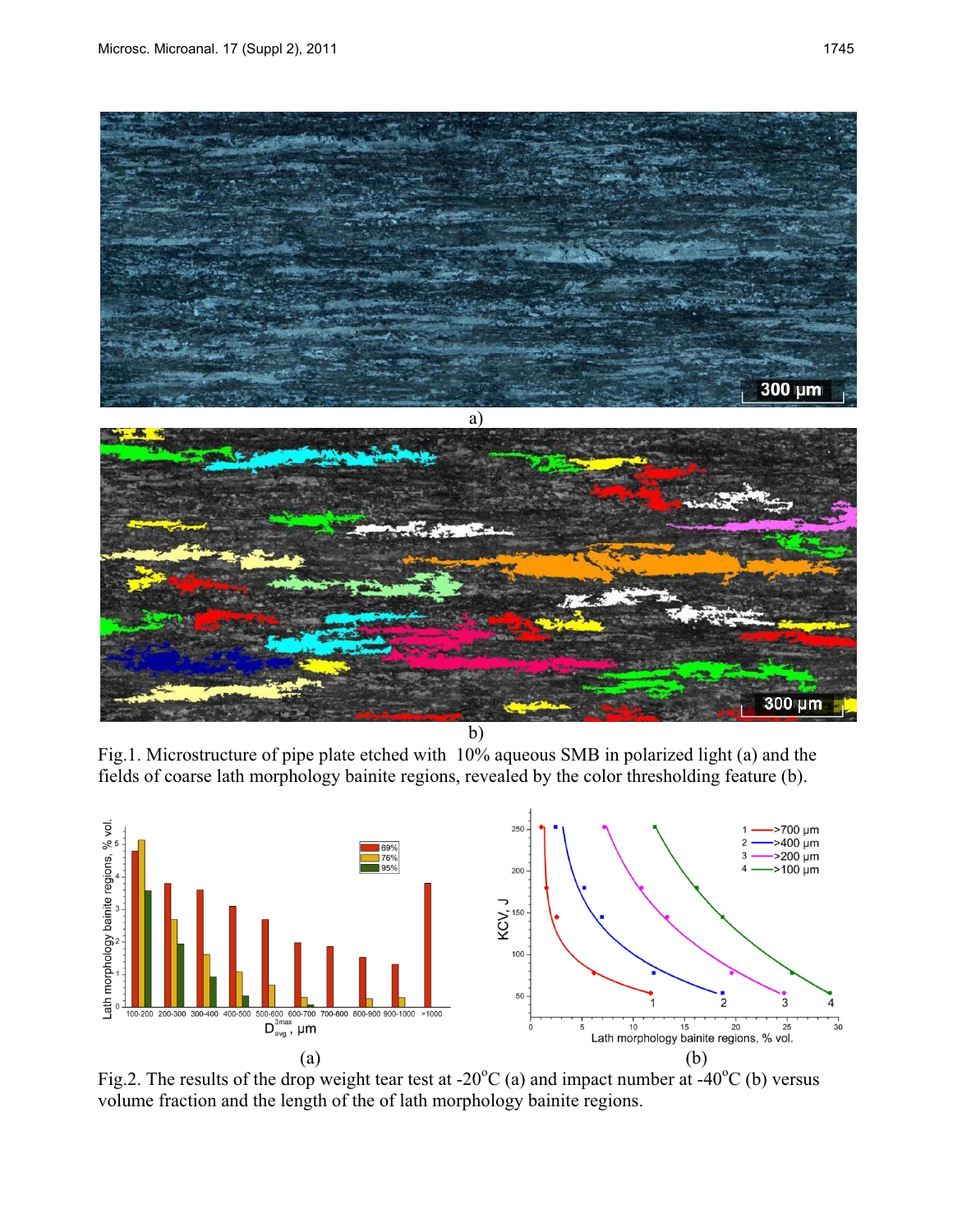300 μm

a)

300 μm

b)

Fig.1. Microstructure of pipe plate etched with 10% aqueous SMB in polarized light (a) and the fields of coarse lath morphology bainite regions, revealed by the color thresholding feature (b).

Lath morphology bainite regions, % vol.

69%
76%
95%

100-200 200-300 300-400 400-500 500-600 600-700 700-800 800-900 900-1000 >1000

$D_{avg}^{3max}$, μm

(a)

KCV, J

1 >700 μm
2 >400 μm
3 >200 μm
4 >100 μm

Lath morphology bainite regions, % vol.

(b)

Fig.2. The results of the drop weight tear test at -20°C (a) and impact number at -40°C (b) versus volume fraction and the length of the of lath morphology bainite regions.